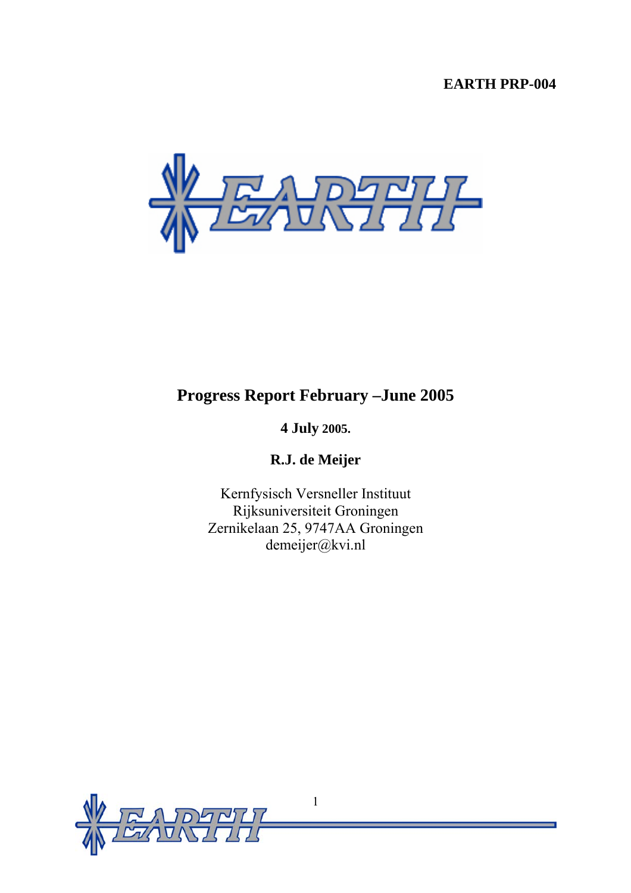**EARTH PRP-004**

# Progress Report February –June 2005

**4 July 2005.**

**R.J. de Meijer**

Kernfysisch Versneller Instituut
Rijksuniversiteit Groningen
Zernikelaan 25, 9747AA Groningen
demeijer@kvi.nl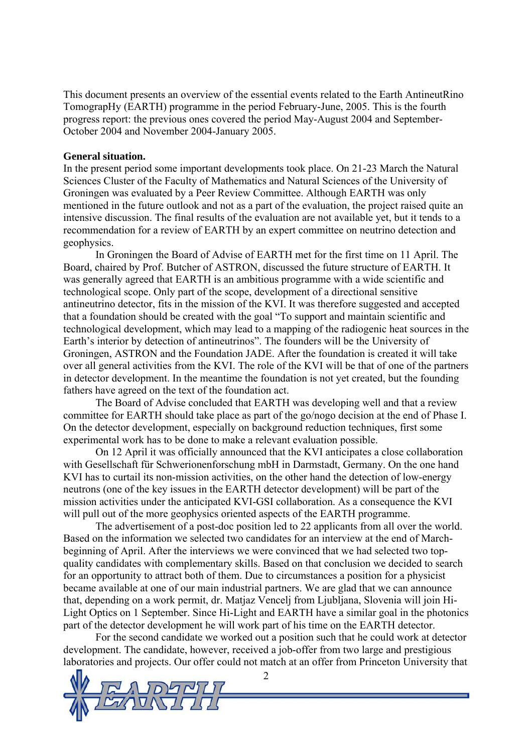This document presents an overview of the essential events related to the Earth AntineutRino TomograpHy (EARTH) programme in the period February-June, 2005. This is the fourth progress report: the previous ones covered the period May-August 2004 and September-October 2004 and November 2004-January 2005.

**General situation.**

In the present period some important developments took place. On 21-23 March the Natural Sciences Cluster of the Faculty of Mathematics and Natural Sciences of the University of Groningen was evaluated by a Peer Review Committee. Although EARTH was only mentioned in the future outlook and not as a part of the evaluation, the project raised quite an intensive discussion. The final results of the evaluation are not available yet, but it tends to a recommendation for a review of EARTH by an expert committee on neutrino detection and geophysics.

In Groningen the Board of Advise of EARTH met for the first time on 11 April. The Board, chaired by Prof. Butcher of ASTRON, discussed the future structure of EARTH. It was generally agreed that EARTH is an ambitious programme with a wide scientific and technological scope. Only part of the scope, development of a directional sensitive antineutrino detector, fits in the mission of the KVI. It was therefore suggested and accepted that a foundation should be created with the goal "To support and maintain scientific and technological development, which may lead to a mapping of the radiogenic heat sources in the Earth's interior by detection of antineutrinos". The founders will be the University of Groningen, ASTRON and the Foundation JADE. After the foundation is created it will take over all general activities from the KVI. The role of the KVI will be that of one of the partners in detector development. In the meantime the foundation is not yet created, but the founding fathers have agreed on the text of the foundation act.

The Board of Advise concluded that EARTH was developing well and that a review committee for EARTH should take place as part of the go/nogo decision at the end of Phase I. On the detector development, especially on background reduction techniques, first some experimental work has to be done to make a relevant evaluation possible.

On 12 April it was officially announced that the KVI anticipates a close collaboration with Gesellschaft für Schwerionenforschung mbH in Darmstadt, Germany. On the one hand KVI has to curtail its non-mission activities, on the other hand the detection of low-energy neutrons (one of the key issues in the EARTH detector development) will be part of the mission activities under the anticipated KVI-GSI collaboration. As a consequence the KVI will pull out of the more geophysics oriented aspects of the EARTH programme.

The advertisement of a post-doc position led to 22 applicants from all over the world. Based on the information we selected two candidates for an interview at the end of March-beginning of April. After the interviews we were convinced that we had selected two top-quality candidates with complementary skills. Based on that conclusion we decided to search for an opportunity to attract both of them. Due to circumstances a position for a physicist became available at one of our main industrial partners. We are glad that we can announce that, depending on a work permit, dr. Matjaz Vencelj from Ljubljana, Slovenia will join Hi-Light Optics on 1 September. Since Hi-Light and EARTH have a similar goal in the photonics part of the detector development he will work part of his time on the EARTH detector.

For the second candidate we worked out a position such that he could work at detector development. The candidate, however, received a job-offer from two large and prestigious laboratories and projects. Our offer could not match at an offer from Princeton University that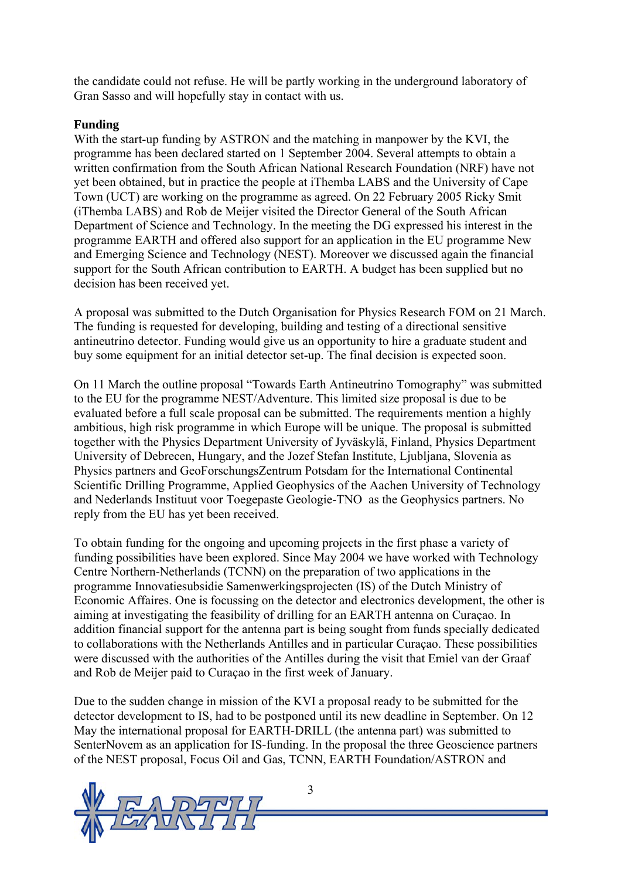the candidate could not refuse. He will be partly working in the underground laboratory of Gran Sasso and will hopefully stay in contact with us.

**Funding**

With the start-up funding by ASTRON and the matching in manpower by the KVI, the programme has been declared started on 1 September 2004. Several attempts to obtain a written confirmation from the South African National Research Foundation (NRF) have not yet been obtained, but in practice the people at iThemba LABS and the University of Cape Town (UCT) are working on the programme as agreed. On 22 February 2005 Ricky Smit (iThemba LABS) and Rob de Meijer visited the Director General of the South African Department of Science and Technology. In the meeting the DG expressed his interest in the programme EARTH and offered also support for an application in the EU programme New and Emerging Science and Technology (NEST). Moreover we discussed again the financial support for the South African contribution to EARTH. A budget has been supplied but no decision has been received yet.

A proposal was submitted to the Dutch Organisation for Physics Research FOM on 21 March. The funding is requested for developing, building and testing of a directional sensitive antineutrino detector. Funding would give us an opportunity to hire a graduate student and buy some equipment for an initial detector set-up. The final decision is expected soon.

On 11 March the outline proposal "Towards Earth Antineutrino Tomography" was submitted to the EU for the programme NEST/Adventure. This limited size proposal is due to be evaluated before a full scale proposal can be submitted. The requirements mention a highly ambitious, high risk programme in which Europe will be unique. The proposal is submitted together with the Physics Department University of Jyväskylä, Finland, Physics Department University of Debrecen, Hungary, and the Jozef Stefan Institute, Ljubljana, Slovenia as Physics partners and GeoForschungsZentrum Potsdam for the International Continental Scientific Drilling Programme, Applied Geophysics of the Aachen University of Technology and Nederlands Instituut voor Toegepaste Geologie-TNO as the Geophysics partners. No reply from the EU has yet been received.

To obtain funding for the ongoing and upcoming projects in the first phase a variety of funding possibilities have been explored. Since May 2004 we have worked with Technology Centre Northern-Netherlands (TCNN) on the preparation of two applications in the programme Innovatiesubsidie Samenwerkingsprojecten (IS) of the Dutch Ministry of Economic Affaires. One is focussing on the detector and electronics development, the other is aiming at investigating the feasibility of drilling for an EARTH antenna on Curaçao. In addition financial support for the antenna part is being sought from funds specially dedicated to collaborations with the Netherlands Antilles and in particular Curaçao. These possibilities were discussed with the authorities of the Antilles during the visit that Emiel van der Graaf and Rob de Meijer paid to Curaçao in the first week of January.

Due to the sudden change in mission of the KVI a proposal ready to be submitted for the detector development to IS, had to be postponed until its new deadline in September. On 12 May the international proposal for EARTH-DRILL (the antenna part) was submitted to SenterNovem as an application for IS-funding. In the proposal the three Geoscience partners of the NEST proposal, Focus Oil and Gas, TCNN, EARTH Foundation/ASTRON and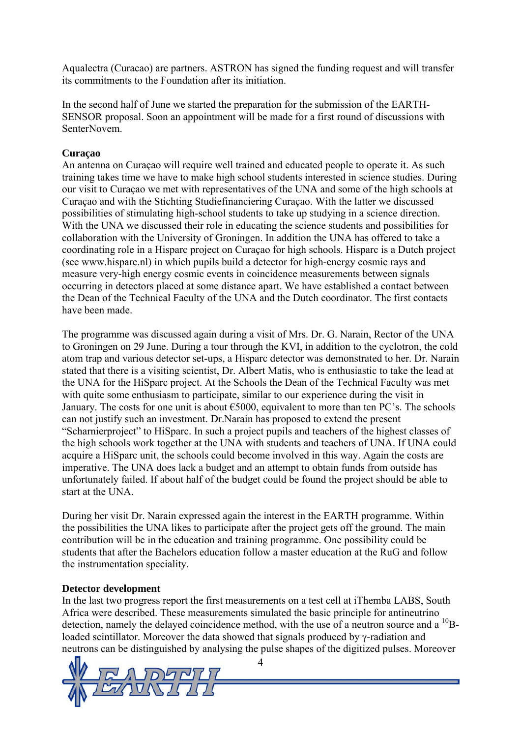Aqualectra (Curacao) are partners. ASTRON has signed the funding request and will transfer its commitments to the Foundation after its initiation.

In the second half of June we started the preparation for the submission of the EARTH-SENSOR proposal. Soon an appointment will be made for a first round of discussions with SenterNovem.

**Curaçao**

An antenna on Curaçao will require well trained and educated people to operate it. As such training takes time we have to make high school students interested in science studies. During our visit to Curaçao we met with representatives of the UNA and some of the high schools at Curaçao and with the Stichting Studiefinanciering Curaçao. With the latter we discussed possibilities of stimulating high-school students to take up studying in a science direction. With the UNA we discussed their role in educating the science students and possibilities for collaboration with the University of Groningen. In addition the UNA has offered to take a coordinating role in a Hisparc project on Curaçao for high schools. Hisparc is a Dutch project (see www.hisparc.nl) in which pupils build a detector for high-energy cosmic rays and measure very-high energy cosmic events in coincidence measurements between signals occurring in detectors placed at some distance apart. We have established a contact between the Dean of the Technical Faculty of the UNA and the Dutch coordinator. The first contacts have been made.

The programme was discussed again during a visit of Mrs. Dr. G. Narain, Rector of the UNA to Groningen on 29 June. During a tour through the KVI, in addition to the cyclotron, the cold atom trap and various detector set-ups, a Hisparc detector was demonstrated to her. Dr. Narain stated that there is a visiting scientist, Dr. Albert Matis, who is enthusiastic to take the lead at the UNA for the HiSparc project. At the Schools the Dean of the Technical Faculty was met with quite some enthusiasm to participate, similar to our experience during the visit in January. The costs for one unit is about €5000, equivalent to more than ten PC's. The schools can not justify such an investment. Dr.Narain has proposed to extend the present "Scharnierproject" to HiSparc. In such a project pupils and teachers of the highest classes of the high schools work together at the UNA with students and teachers of UNA. If UNA could acquire a HiSparc unit, the schools could become involved in this way. Again the costs are imperative. The UNA does lack a budget and an attempt to obtain funds from outside has unfortunately failed. If about half of the budget could be found the project should be able to start at the UNA.

During her visit Dr. Narain expressed again the interest in the EARTH programme. Within the possibilities the UNA likes to participate after the project gets off the ground. The main contribution will be in the education and training programme. One possibility could be students that after the Bachelors education follow a master education at the RuG and follow the instrumentation speciality.

**Detector development**

In the last two progress report the first measurements on a test cell at iThemba LABS, South Africa were described. These measurements simulated the basic principle for antineutrino detection, namely the delayed coincidence method, with the use of a neutron source and a $^{10}$B-loaded scintillator. Moreover the data showed that signals produced by $\gamma$-radiation and neutrons can be distinguished by analysing the pulse shapes of the digitized pulses. Moreover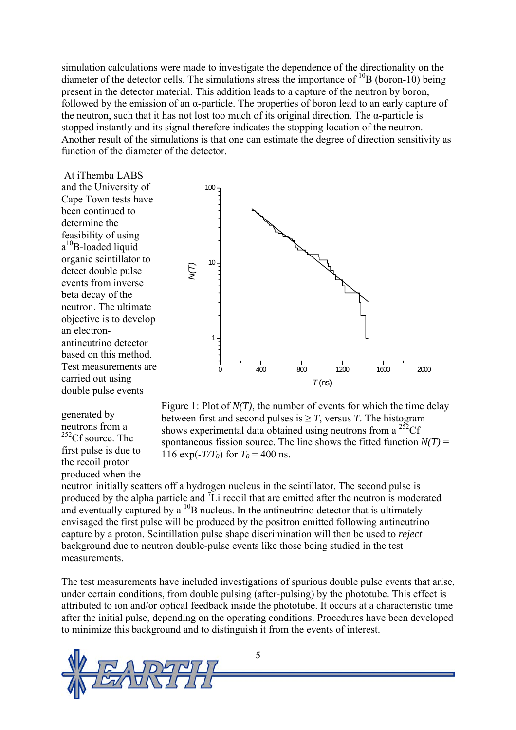simulation calculations were made to investigate the dependence of the directionality on the diameter of the detector cells. The simulations stress the importance of $^{10}B$ (boron-10) being present in the detector material. This addition leads to a capture of the neutron by boron, followed by the emission of an α-particle. The properties of boron lead to an early capture of the neutron, such that it has not lost too much of its original direction. The α-particle is stopped instantly and its signal therefore indicates the stopping location of the neutron. Another result of the simulations is that one can estimate the degree of direction sensitivity as function of the diameter of the detector.

At iThemba LABS and the University of Cape Town tests have been continued to determine the feasibility of using a $^{10}B$-loaded liquid organic scintillator to detect double pulse events from inverse beta decay of the neutron. The ultimate objective is to develop an electron-antineutrino detector based on this method. Test measurements are carried out using double pulse events generated by neutrons from a $^{252}Cf$ source. The first pulse is due to the recoil proton produced when the neutron initially scatters off a hydrogen nucleus in the scintillator. The second pulse is produced by the alpha particle and $^{7}Li$ recoil that are emitted after the neutron is moderated and eventually captured by a $^{10}B$ nucleus. In the antineutrino detector that is ultimately envisaged the first pulse will be produced by the positron emitted following antineutrino capture by a proton. Scintillation pulse shape discrimination will then be used to *reject* background due to neutron double-pulse events like those being studied in the test measurements.

Figure 1: Plot of $N(T)$, the number of events for which the time delay between first and second pulses is ≥ $T$, versus $T$. The histogram shows experimental data obtained using neutrons from a $^{252}Cf$ spontaneous fission source. The line shows the fitted function $N(T) = 116 \exp(-T/T_0)$ for $T_0 = 400$ ns.

The test measurements have included investigations of spurious double pulse events that arise, under certain conditions, from double pulsing (after-pulsing) by the phototube. This effect is attributed to ion and/or optical feedback inside the phototube. It occurs at a characteristic time after the initial pulse, depending on the operating conditions. Procedures have been developed to minimize this background and to distinguish it from the events of interest.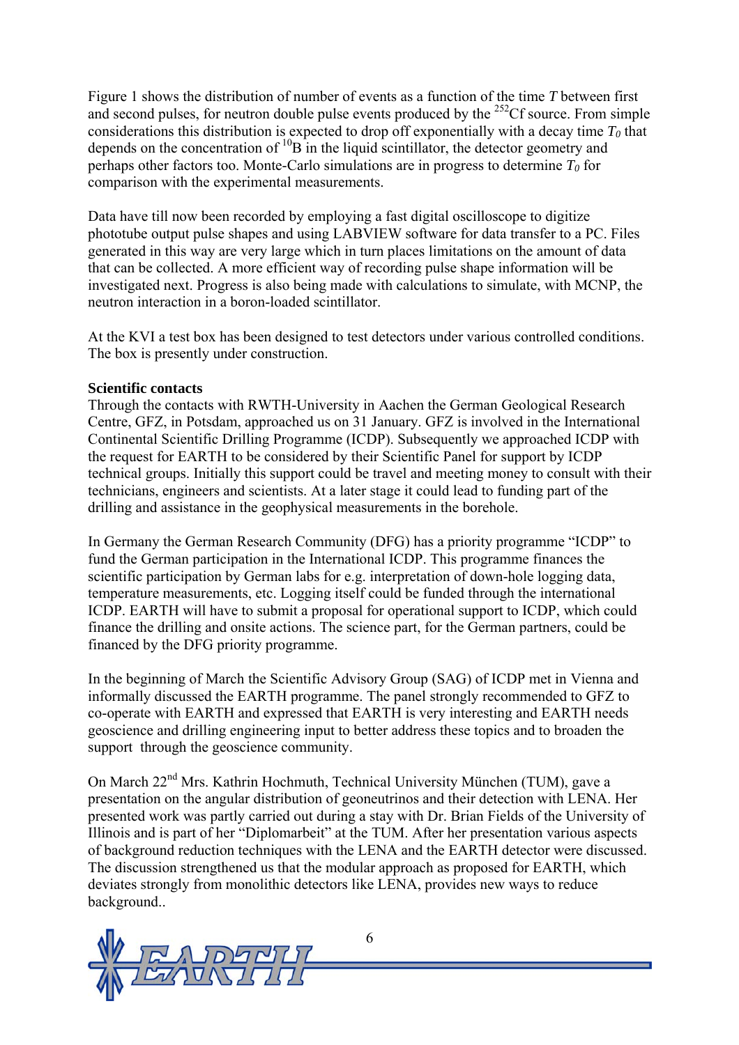Figure 1 shows the distribution of number of events as a function of the time $T$ between first and second pulses, for neutron double pulse events produced by the $^{252}$Cf source. From simple considerations this distribution is expected to drop off exponentially with a decay time $T_0$ that depends on the concentration of $^{10}$B in the liquid scintillator, the detector geometry and perhaps other factors too. Monte-Carlo simulations are in progress to determine $T_0$ for comparison with the experimental measurements.

Data have till now been recorded by employing a fast digital oscilloscope to digitize phototube output pulse shapes and using LABVIEW software for data transfer to a PC. Files generated in this way are very large which in turn places limitations on the amount of data that can be collected. A more efficient way of recording pulse shape information will be investigated next. Progress is also being made with calculations to simulate, with MCNP, the neutron interaction in a boron-loaded scintillator.

At the KVI a test box has been designed to test detectors under various controlled conditions. The box is presently under construction.

**Scientific contacts**

Through the contacts with RWTH-University in Aachen the German Geological Research Centre, GFZ, in Potsdam, approached us on 31 January. GFZ is involved in the International Continental Scientific Drilling Programme (ICDP). Subsequently we approached ICDP with the request for EARTH to be considered by their Scientific Panel for support by ICDP technical groups. Initially this support could be travel and meeting money to consult with their technicians, engineers and scientists. At a later stage it could lead to funding part of the drilling and assistance in the geophysical measurements in the borehole.

In Germany the German Research Community (DFG) has a priority programme "ICDP" to fund the German participation in the International ICDP. This programme finances the scientific participation by German labs for e.g. interpretation of down-hole logging data, temperature measurements, etc. Logging itself could be funded through the international ICDP. EARTH will have to submit a proposal for operational support to ICDP, which could finance the drilling and onsite actions. The science part, for the German partners, could be financed by the DFG priority programme.

In the beginning of March the Scientific Advisory Group (SAG) of ICDP met in Vienna and informally discussed the EARTH programme. The panel strongly recommended to GFZ to co-operate with EARTH and expressed that EARTH is very interesting and EARTH needs geoscience and drilling engineering input to better address these topics and to broaden the support through the geoscience community.

On March 22nd Mrs. Kathrin Hochmuth, Technical University München (TUM), gave a presentation on the angular distribution of geoneutrinos and their detection with LENA. Her presented work was partly carried out during a stay with Dr. Brian Fields of the University of Illinois and is part of her "Diplomarbeit" at the TUM. After her presentation various aspects of background reduction techniques with the LENA and the EARTH detector were discussed. The discussion strengthened us that the modular approach as proposed for EARTH, which deviates strongly from monolithic detectors like LENA, provides new ways to reduce background..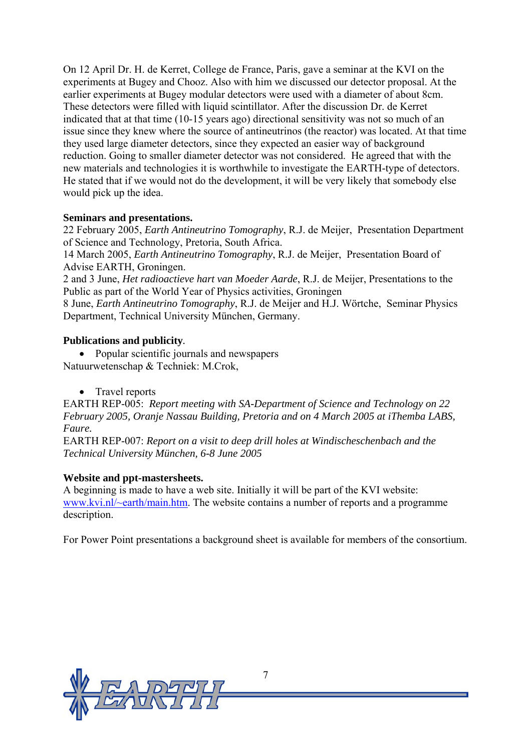On 12 April Dr. H. de Kerret, College de France, Paris, gave a seminar at the KVI on the experiments at Bugey and Chooz. Also with him we discussed our detector proposal. At the earlier experiments at Bugey modular detectors were used with a diameter of about 8cm. These detectors were filled with liquid scintillator. After the discussion Dr. de Kerret indicated that at that time (10-15 years ago) directional sensitivity was not so much of an issue since they knew where the source of antineutrinos (the reactor) was located. At that time they used large diameter detectors, since they expected an easier way of background reduction. Going to smaller diameter detector was not considered. He agreed that with the new materials and technologies it is worthwhile to investigate the EARTH-type of detectors. He stated that if we would not do the development, it will be very likely that somebody else would pick up the idea.

**Seminars and presentations.**
22 February 2005, *Earth Antineutrino Tomography*, R.J. de Meijer, Presentation Department of Science and Technology, Pretoria, South Africa.
14 March 2005, *Earth Antineutrino Tomography*, R.J. de Meijer, Presentation Board of Advise EARTH, Groningen.
2 and 3 June, *Het radioactieve hart van Moeder Aarde*, R.J. de Meijer, Presentations to the Public as part of the World Year of Physics activities, Groningen
8 June, *Earth Antineutrino Tomography*, R.J. de Meijer and H.J. Wörtche, Seminar Physics Department, Technical University München, Germany.

**Publications and publicity**.

- Popular scientific journals and newspapers

Natuurwetenschap & Techniek: M.Crok,

- Travel reports

EARTH REP-005: *Report meeting with SA-Department of Science and Technology on 22 February 2005, Oranje Nassau Building, Pretoria and on 4 March 2005 at iThemba LABS, Faure.*
EARTH REP-007: *Report on a visit to deep drill holes at Windischeschenbach and the Technical University München, 6-8 June 2005*

**Website and ppt-mastersheets.**
A beginning is made to have a web site. Initially it will be part of the KVI website: www.kvi.nl/~earth/main.htm. The website contains a number of reports and a programme description.

For Power Point presentations a background sheet is available for members of the consortium.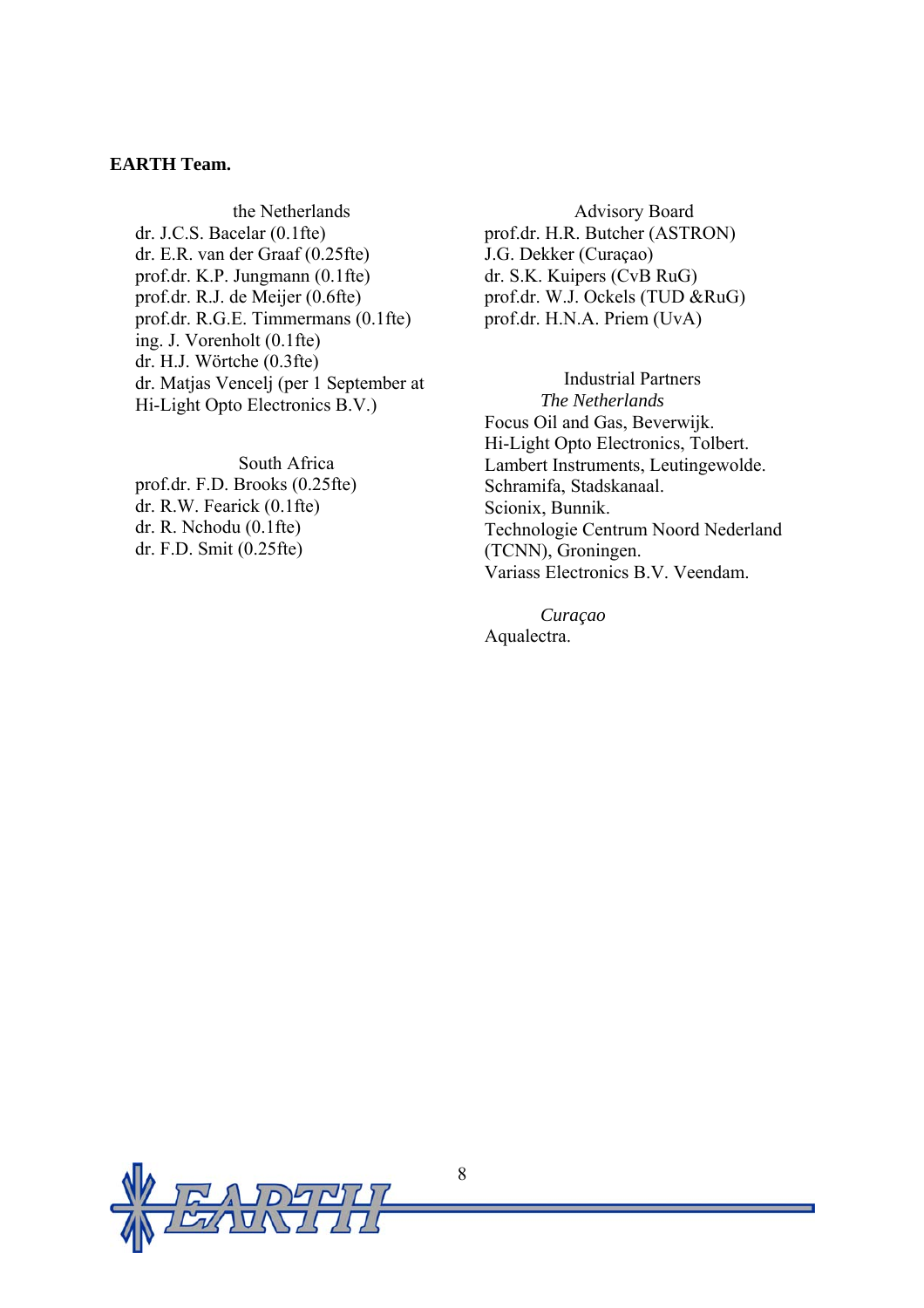**EARTH Team.**

the Netherlands

dr. J.C.S. Bacelar (0.1fte)
dr. E.R. van der Graaf (0.25fte)
prof.dr. K.P. Jungmann (0.1fte)
prof.dr. R.J. de Meijer (0.6fte)
prof.dr. R.G.E. Timmermans (0.1fte)
ing. J. Vorenholt (0.1fte)
dr. H.J. Wörtche (0.3fte)
dr. Matjas Vencelj (per 1 September at Hi-Light Opto Electronics B.V.)

South Africa

prof.dr. F.D. Brooks (0.25fte)
dr. R.W. Fearick (0.1fte)
dr. R. Nchodu (0.1fte)
dr. F.D. Smit (0.25fte)

Advisory Board

prof.dr. H.R. Butcher (ASTRON)
J.G. Dekker (Curaçao)
dr. S.K. Kuipers (CvB RuG)
prof.dr. W.J. Ockels (TUD &RuG)
prof.dr. H.N.A. Priem (UvA)

Industrial Partners

*The Netherlands*

Focus Oil and Gas, Beverwijk.
Hi-Light Opto Electronics, Tolbert.
Lambert Instruments, Leutingewolde.
Schramifa, Stadskanaal.
Scionix, Bunnik.
Technologie Centrum Noord Nederland (TCNN), Groningen.
Variass Electronics B.V. Veendam.

*Curaçao*

Aqualectra.